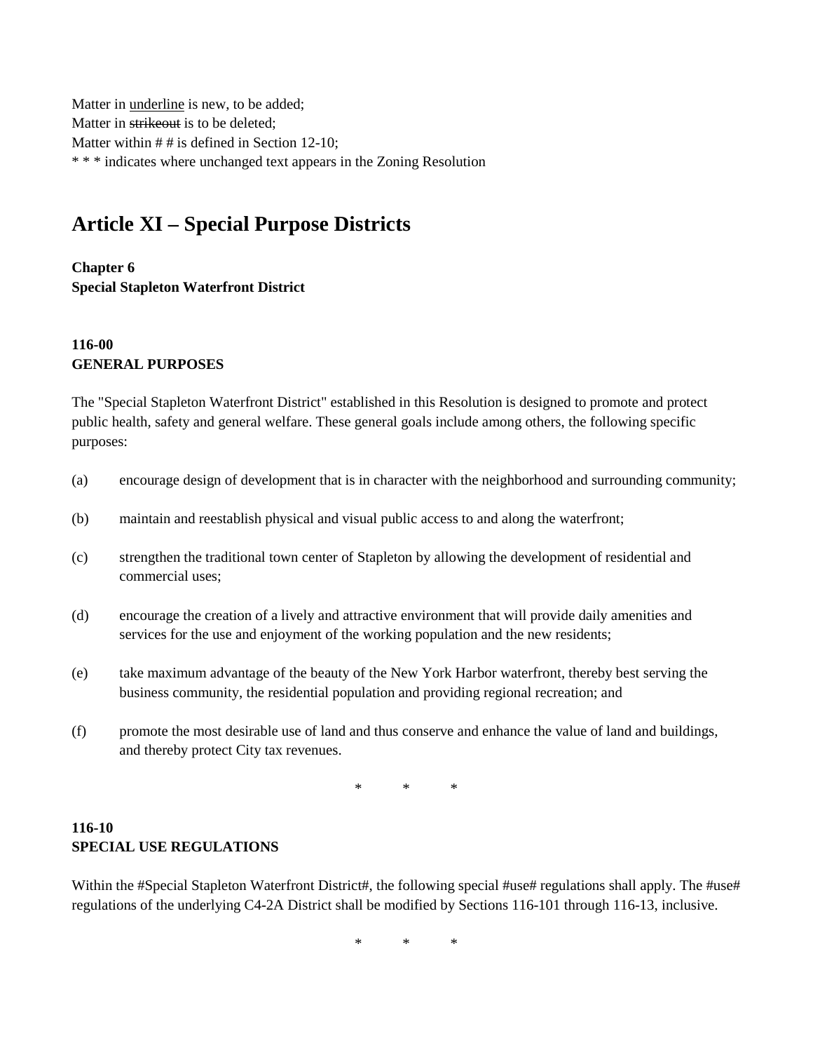Matter in <u>underline</u> is new, to be added;
Matter in ~~strikeout~~ is to be deleted;
Matter within # # is defined in Section 12-10;
* * * indicates where unchanged text appears in the Zoning Resolution

# Article XI – Special Purpose Districts

**Chapter 6**
**Special Stapleton Waterfront District**

**116-00**
**GENERAL PURPOSES**

The "Special Stapleton Waterfront District" established in this Resolution is designed to promote and protect public health, safety and general welfare. These general goals include among others, the following specific purposes:

(a) encourage design of development that is in character with the neighborhood and surrounding community;

(b) maintain and reestablish physical and visual public access to and along the waterfront;

(c) strengthen the traditional town center of Stapleton by allowing the development of residential and commercial uses;

(d) encourage the creation of a lively and attractive environment that will provide daily amenities and services for the use and enjoyment of the working population and the new residents;

(e) take maximum advantage of the beauty of the New York Harbor waterfront, thereby best serving the business community, the residential population and providing regional recreation; and

(f) promote the most desirable use of land and thus conserve and enhance the value of land and buildings, and thereby protect City tax revenues.

\* \* \*

**116-10**
**SPECIAL USE REGULATIONS**

Within the #Special Stapleton Waterfront District#, the following special #use# regulations shall apply. The #use# regulations of the underlying C4-2A District shall be modified by Sections 116-101 through 116-13, inclusive.

\* \* \*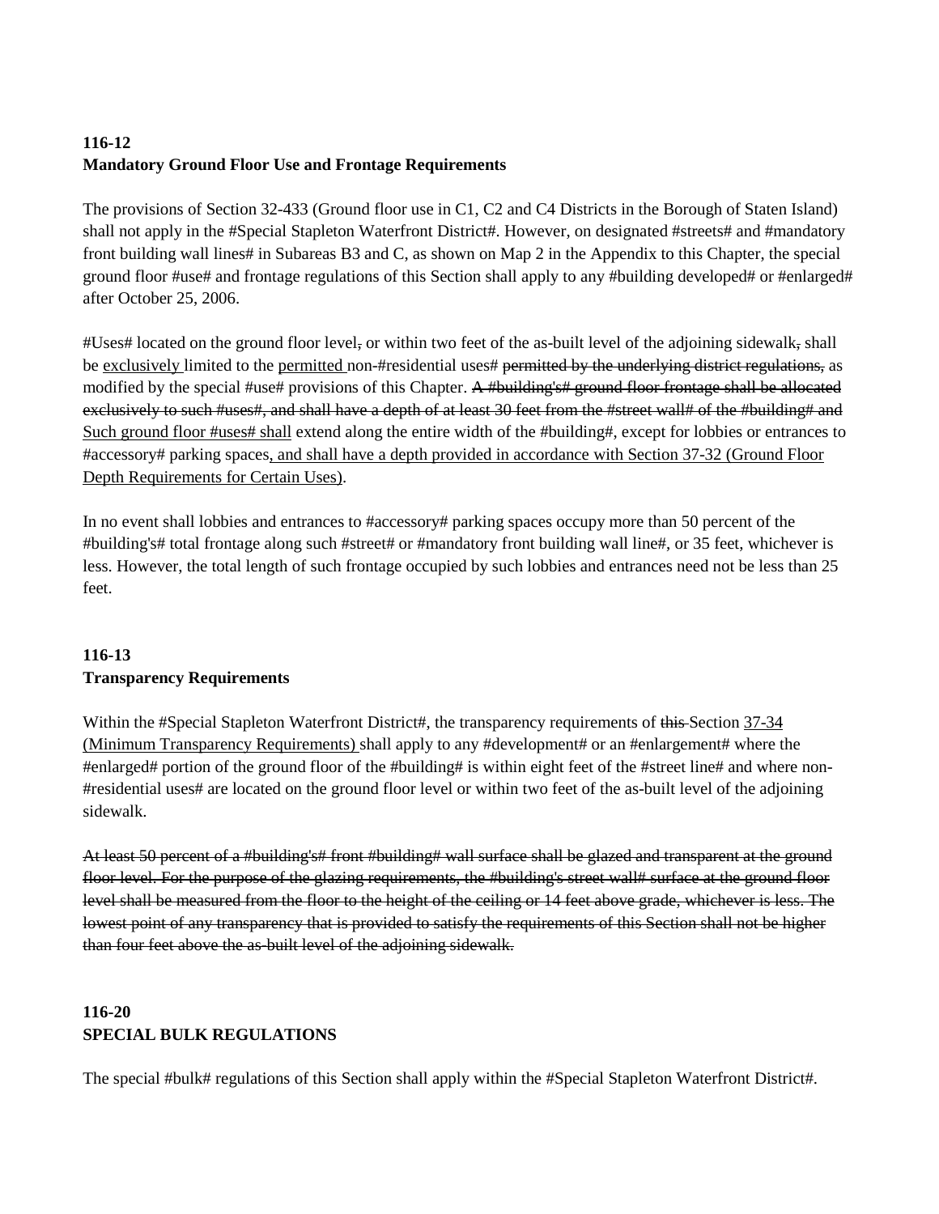**116-12**
**Mandatory Ground Floor Use and Frontage Requirements**

The provisions of Section 32-433 (Ground floor use in C1, C2 and C4 Districts in the Borough of Staten Island) shall not apply in the #Special Stapleton Waterfront District#. However, on designated #streets# and #mandatory front building wall lines# in Subareas B3 and C, as shown on Map 2 in the Appendix to this Chapter, the special ground floor #use# and frontage regulations of this Section shall apply to any #building developed# or #enlarged# after October 25, 2006.

#Uses# located on the ground floor level~~,~~ or within two feet of the as-built level of the adjoining sidewalk~~,~~ shall be <u>exclusively</u> limited to the <u>permitted</u> non-#residential uses# ~~permitted by the underlying district regulations,~~ as modified by the special #use# provisions of this Chapter. ~~A #building's# ground floor frontage shall be allocated exclusively to such #uses#, and shall have a depth of at least 30 feet from the #street wall# of the #building# and~~ <u>Such ground floor #uses# shall</u> extend along the entire width of the #building#, except for lobbies or entrances to #accessory# parking spaces<u>, and shall have a depth provided in accordance with Section 37-32 (Ground Floor Depth Requirements for Certain Uses)</u>.

In no event shall lobbies and entrances to #accessory# parking spaces occupy more than 50 percent of the #building's# total frontage along such #street# or #mandatory front building wall line#, or 35 feet, whichever is less. However, the total length of such frontage occupied by such lobbies and entrances need not be less than 25 feet.

**116-13**
**Transparency Requirements**

Within the #Special Stapleton Waterfront District#, the transparency requirements of ~~this~~ Section <u>37-34 (Minimum Transparency Requirements)</u> shall apply to any #development# or an #enlargement# where the #enlarged# portion of the ground floor of the #building# is within eight feet of the #street line# and where non-#residential uses# are located on the ground floor level or within two feet of the as-built level of the adjoining sidewalk.

~~At least 50 percent of a #building's# front #building# wall surface shall be glazed and transparent at the ground floor level. For the purpose of the glazing requirements, the #building's street wall# surface at the ground floor level shall be measured from the floor to the height of the ceiling or 14 feet above grade, whichever is less. The lowest point of any transparency that is provided to satisfy the requirements of this Section shall not be higher than four feet above the as-built level of the adjoining sidewalk.~~

**116-20**
**SPECIAL BULK REGULATIONS**

The special #bulk# regulations of this Section shall apply within the #Special Stapleton Waterfront District#.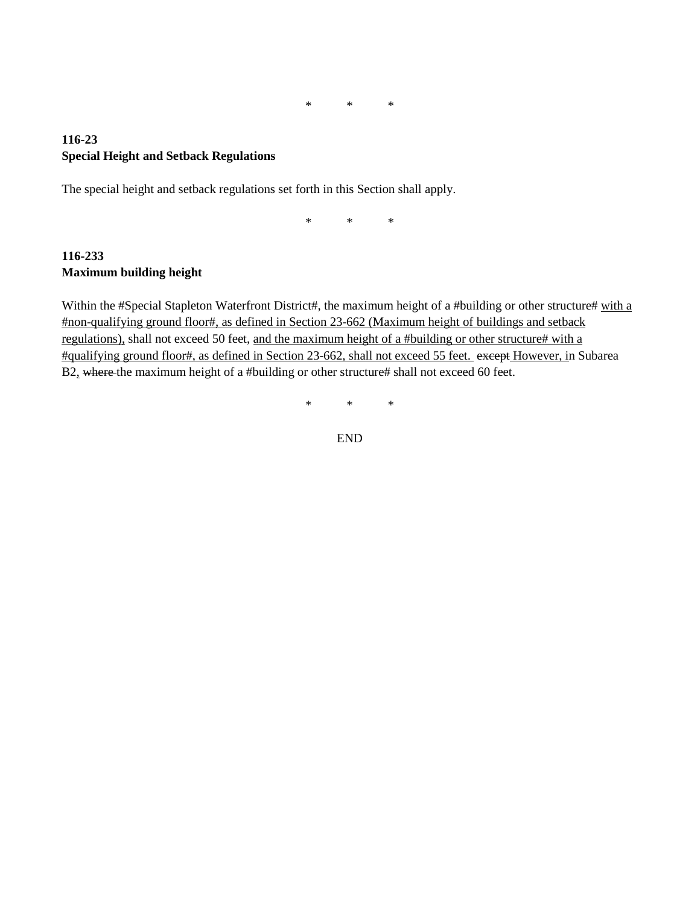\*    \*    \*

**116-23**
**Special Height and Setback Regulations**

The special height and setback regulations set forth in this Section shall apply.

\*    \*    \*

**116-233**
**Maximum building height**

Within the #Special Stapleton Waterfront District#, the maximum height of a #building or other structure# <u>with a #non-qualifying ground floor#, as defined in Section 23-662 (Maximum height of buildings and setback regulations),</u> shall not exceed 50 feet, <u>and the maximum height of a #building or other structure# with a #qualifying ground floor#, as defined in Section 23-662, shall not exceed 55 feet.</u> ~~except~~ <u>However, i</u>n Subarea B2<u>,</u> ~~where~~ the maximum height of a #building or other structure# shall not exceed 60 feet.

\*    \*    \*

END